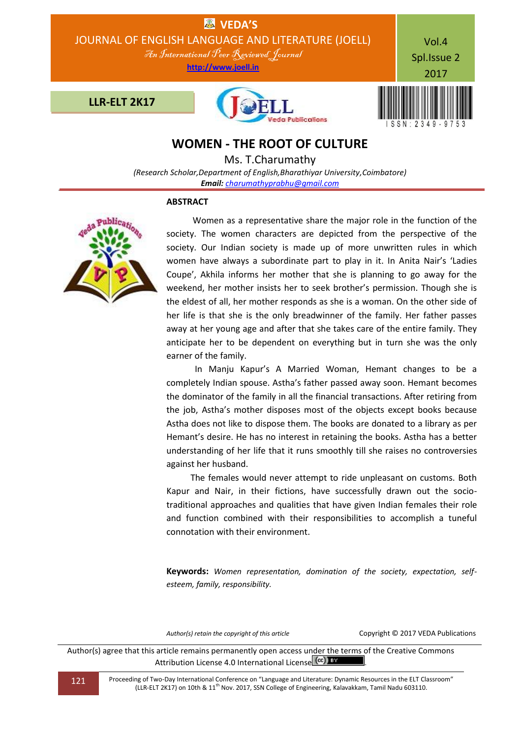# WOMEN - THE ROOT OF CULTURE

Ms. T.Charumathy

*(Research Scholar,Department of English,Bharathiyar University,Coimbatore)*

***Email:*** *charumathyprabhu@gmail.com*

## ABSTRACT

Women as a representative share the major role in the function of the society. The women characters are depicted from the perspective of the society. Our Indian society is made up of more unwritten rules in which women have always a subordinate part to play in it. In Anita Nair's 'Ladies Coupe', Akhila informs her mother that she is planning to go away for the weekend, her mother insists her to seek brother's permission. Though she is the eldest of all, her mother responds as she is a woman. On the other side of her life is that she is the only breadwinner of the family. Her father passes away at her young age and after that she takes care of the entire family. They anticipate her to be dependent on everything but in turn she was the only earner of the family.

In Manju Kapur's A Married Woman, Hemant changes to be a completely Indian spouse. Astha's father passed away soon. Hemant becomes the dominator of the family in all the financial transactions. After retiring from the job, Astha's mother disposes most of the objects except books because Astha does not like to dispose them. The books are donated to a library as per Hemant's desire. He has no interest in retaining the books. Astha has a better understanding of her life that it runs smoothly till she raises no controversies against her husband.

The females would never attempt to ride unpleasant on customs. Both Kapur and Nair, in their fictions, have successfully drawn out the socio-traditional approaches and qualities that have given Indian females their role and function combined with their responsibilities to accomplish a tuneful connotation with their environment.

**Keywords:** *Women representation, domination of the society, expectation, self-esteem, family, responsibility.*

*Author(s) retain the copyright of this article* Copyright © 2017 VEDA Publications

Author(s) agree that this article remains permanently open access under the terms of the Creative Commons Attribution License 4.0 International License.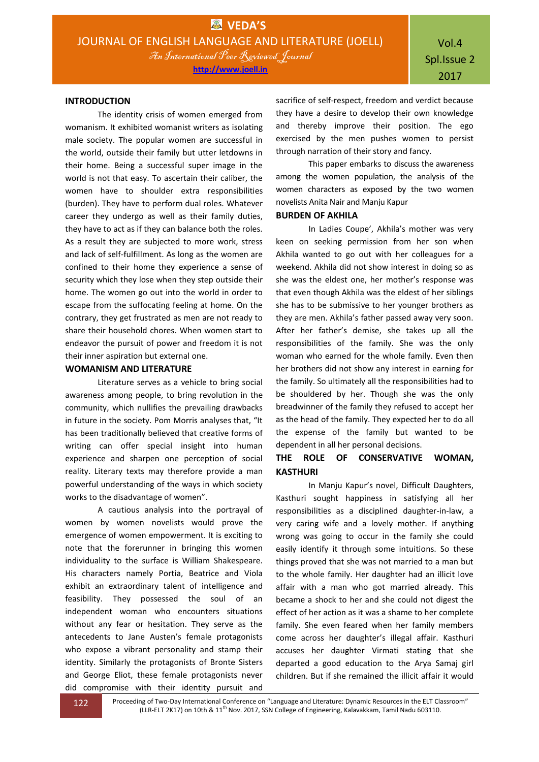## INTRODUCTION

The identity crisis of women emerged from womanism. It exhibited womanist writers as isolating male society. The popular women are successful in the world, outside their family but utter letdowns in their home. Being a successful super image in the world is not that easy. To ascertain their caliber, the women have to shoulder extra responsibilities (burden). They have to perform dual roles. Whatever career they undergo as well as their family duties, they have to act as if they can balance both the roles. As a result they are subjected to more work, stress and lack of self-fulfillment. As long as the women are confined to their home they experience a sense of security which they lose when they step outside their home. The women go out into the world in order to escape from the suffocating feeling at home. On the contrary, they get frustrated as men are not ready to share their household chores. When women start to endeavor the pursuit of power and freedom it is not their inner aspiration but external one.

## WOMANISM AND LITERATURE

Literature serves as a vehicle to bring social awareness among people, to bring revolution in the community, which nullifies the prevailing drawbacks in future in the society. Pom Morris analyses that, "It has been traditionally believed that creative forms of writing can offer special insight into human experience and sharpen one perception of social reality. Literary texts may therefore provide a man powerful understanding of the ways in which society works to the disadvantage of women".

A cautious analysis into the portrayal of women by women novelists would prove the emergence of women empowerment. It is exciting to note that the forerunner in bringing this women individuality to the surface is William Shakespeare. His characters namely Portia, Beatrice and Viola exhibit an extraordinary talent of intelligence and feasibility. They possessed the soul of an independent woman who encounters situations without any fear or hesitation. They serve as the antecedents to Jane Austen's female protagonists who expose a vibrant personality and stamp their identity. Similarly the protagonists of Bronte Sisters and George Eliot, these female protagonists never did compromise with their identity pursuit and sacrifice of self-respect, freedom and verdict because they have a desire to develop their own knowledge and thereby improve their position. The ego exercised by the men pushes women to persist through narration of their story and fancy.

This paper embarks to discuss the awareness among the women population, the analysis of the women characters as exposed by the two women novelists Anita Nair and Manju Kapur

## BURDEN OF AKHILA

In Ladies Coupe', Akhila's mother was very keen on seeking permission from her son when Akhila wanted to go out with her colleagues for a weekend. Akhila did not show interest in doing so as she was the eldest one, her mother's response was that even though Akhila was the eldest of her siblings she has to be submissive to her younger brothers as they are men. Akhila's father passed away very soon. After her father's demise, she takes up all the responsibilities of the family. She was the only woman who earned for the whole family. Even then her brothers did not show any interest in earning for the family. So ultimately all the responsibilities had to be shouldered by her. Though she was the only breadwinner of the family they refused to accept her as the head of the family. They expected her to do all the expense of the family but wanted to be dependent in all her personal decisions.

## THE ROLE OF CONSERVATIVE WOMAN, KASTHURI

In Manju Kapur's novel, Difficult Daughters, Kasthuri sought happiness in satisfying all her responsibilities as a disciplined daughter-in-law, a very caring wife and a lovely mother. If anything wrong was going to occur in the family she could easily identify it through some intuitions. So these things proved that she was not married to a man but to the whole family. Her daughter had an illicit love affair with a man who got married already. This became a shock to her and she could not digest the effect of her action as it was a shame to her complete family. She even feared when her family members come across her daughter's illegal affair. Kasthuri accuses her daughter Virmati stating that she departed a good education to the Arya Samaj girl children. But if she remained the illicit affair it would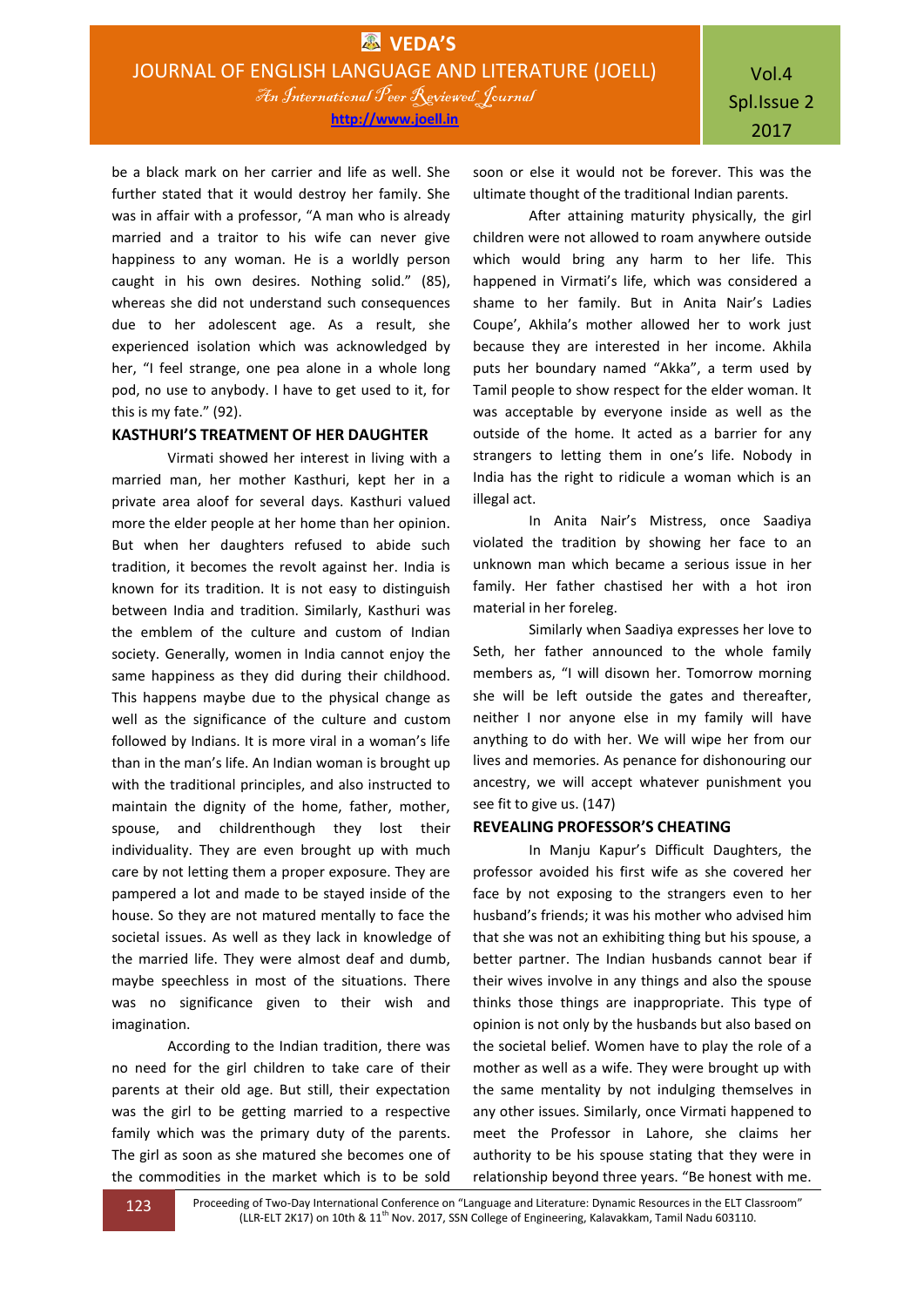be a black mark on her carrier and life as well. She further stated that it would destroy her family. She was in affair with a professor, "A man who is already married and a traitor to his wife can never give happiness to any woman. He is a worldly person caught in his own desires. Nothing solid." (85), whereas she did not understand such consequences due to her adolescent age. As a result, she experienced isolation which was acknowledged by her, "I feel strange, one pea alone in a whole long pod, no use to anybody. I have to get used to it, for this is my fate." (92).

### KASTHURI'S TREATMENT OF HER DAUGHTER

Virmati showed her interest in living with a married man, her mother Kasthuri, kept her in a private area aloof for several days. Kasthuri valued more the elder people at her home than her opinion. But when her daughters refused to abide such tradition, it becomes the revolt against her. India is known for its tradition. It is not easy to distinguish between India and tradition. Similarly, Kasthuri was the emblem of the culture and custom of Indian society. Generally, women in India cannot enjoy the same happiness as they did during their childhood. This happens maybe due to the physical change as well as the significance of the culture and custom followed by Indians. It is more viral in a woman's life than in the man's life. An Indian woman is brought up with the traditional principles, and also instructed to maintain the dignity of the home, father, mother, spouse, and childrenthough they lost their individuality. They are even brought up with much care by not letting them a proper exposure. They are pampered a lot and made to be stayed inside of the house. So they are not matured mentally to face the societal issues. As well as they lack in knowledge of the married life. They were almost deaf and dumb, maybe speechless in most of the situations. There was no significance given to their wish and imagination.

According to the Indian tradition, there was no need for the girl children to take care of their parents at their old age. But still, their expectation was the girl to be getting married to a respective family which was the primary duty of the parents. The girl as soon as she matured she becomes one of the commodities in the market which is to be sold soon or else it would not be forever. This was the ultimate thought of the traditional Indian parents.

After attaining maturity physically, the girl children were not allowed to roam anywhere outside which would bring any harm to her life. This happened in Virmati's life, which was considered a shame to her family. But in Anita Nair's Ladies Coupe', Akhila's mother allowed her to work just because they are interested in her income. Akhila puts her boundary named "Akka", a term used by Tamil people to show respect for the elder woman. It was acceptable by everyone inside as well as the outside of the home. It acted as a barrier for any strangers to letting them in one's life. Nobody in India has the right to ridicule a woman which is an illegal act.

In Anita Nair's Mistress, once Saadiya violated the tradition by showing her face to an unknown man which became a serious issue in her family. Her father chastised her with a hot iron material in her foreleg.

Similarly when Saadiya expresses her love to Seth, her father announced to the whole family members as, "I will disown her. Tomorrow morning she will be left outside the gates and thereafter, neither I nor anyone else in my family will have anything to do with her. We will wipe her from our lives and memories. As penance for dishonouring our ancestry, we will accept whatever punishment you see fit to give us. (147)

### REVEALING PROFESSOR'S CHEATING

In Manju Kapur's Difficult Daughters, the professor avoided his first wife as she covered her face by not exposing to the strangers even to her husband's friends; it was his mother who advised him that she was not an exhibiting thing but his spouse, a better partner. The Indian husbands cannot bear if their wives involve in any things and also the spouse thinks those things are inappropriate. This type of opinion is not only by the husbands but also based on the societal belief. Women have to play the role of a mother as well as a wife. They were brought up with the same mentality by not indulging themselves in any other issues. Similarly, once Virmati happened to meet the Professor in Lahore, she claims her authority to be his spouse stating that they were in relationship beyond three years. "Be honest with me.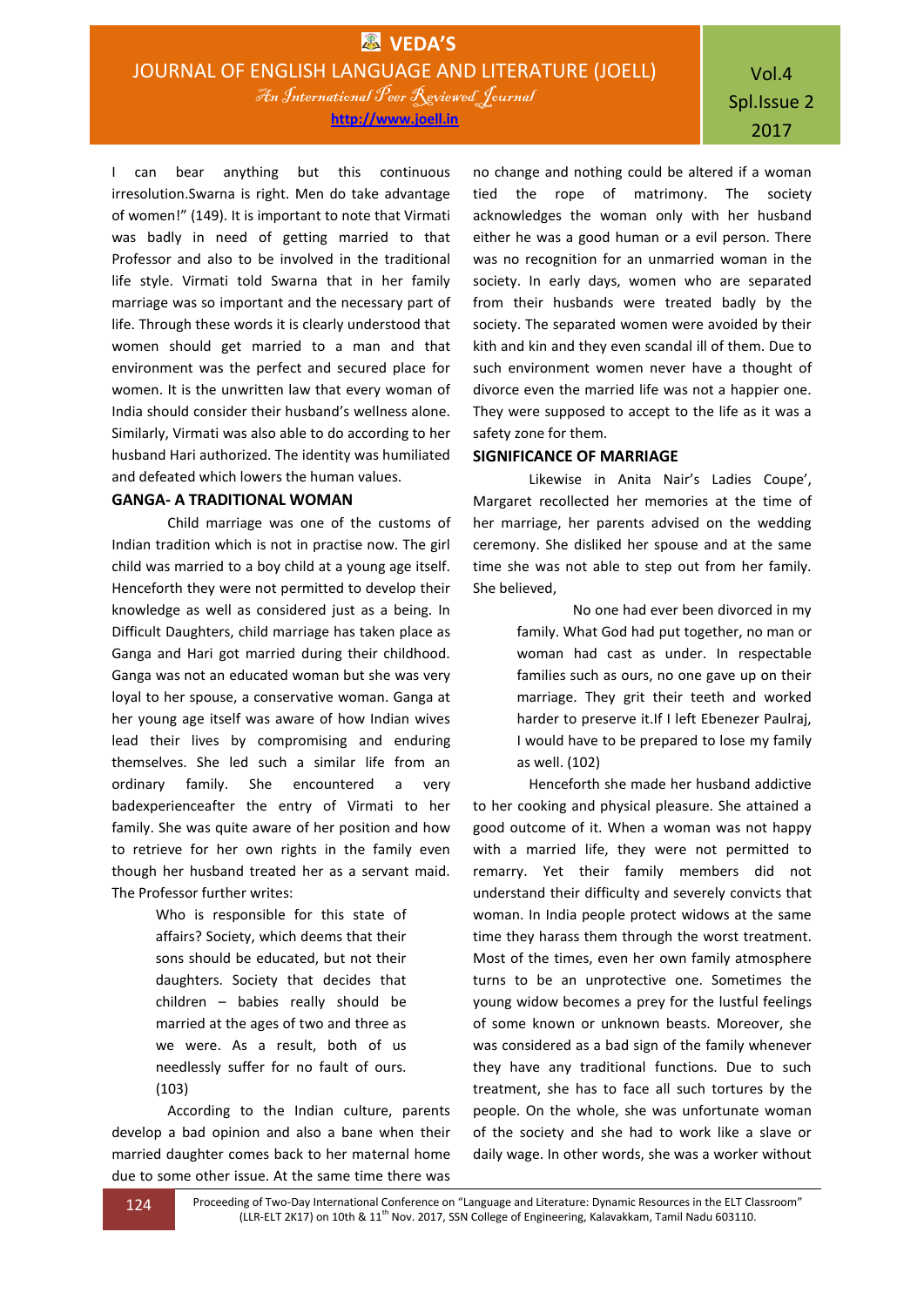I can bear anything but this continuous irresolution.Swarna is right. Men do take advantage of women!" (149). It is important to note that Virmati was badly in need of getting married to that Professor and also to be involved in the traditional life style. Virmati told Swarna that in her family marriage was so important and the necessary part of life. Through these words it is clearly understood that women should get married to a man and that environment was the perfect and secured place for women. It is the unwritten law that every woman of India should consider their husband's wellness alone. Similarly, Virmati was also able to do according to her husband Hari authorized. The identity was humiliated and defeated which lowers the human values.

## GANGA- A TRADITIONAL WOMAN

Child marriage was one of the customs of Indian tradition which is not in practise now. The girl child was married to a boy child at a young age itself. Henceforth they were not permitted to develop their knowledge as well as considered just as a being. In Difficult Daughters, child marriage has taken place as Ganga and Hari got married during their childhood. Ganga was not an educated woman but she was very loyal to her spouse, a conservative woman. Ganga at her young age itself was aware of how Indian wives lead their lives by compromising and enduring themselves. She led such a similar life from an ordinary family. She encountered a very badexperienceafter the entry of Virmati to her family. She was quite aware of her position and how to retrieve for her own rights in the family even though her husband treated her as a servant maid. The Professor further writes:

> Who is responsible for this state of affairs? Society, which deems that their sons should be educated, but not their daughters. Society that decides that children – babies really should be married at the ages of two and three as we were. As a result, both of us needlessly suffer for no fault of ours. (103)

According to the Indian culture, parents develop a bad opinion and also a bane when their married daughter comes back to her maternal home due to some other issue. At the same time there was no change and nothing could be altered if a woman tied the rope of matrimony. The society acknowledges the woman only with her husband either he was a good human or a evil person. There was no recognition for an unmarried woman in the society. In early days, women who are separated from their husbands were treated badly by the society. The separated women were avoided by their kith and kin and they even scandal ill of them. Due to such environment women never have a thought of divorce even the married life was not a happier one. They were supposed to accept to the life as it was a safety zone for them.

## SIGNIFICANCE OF MARRIAGE

Likewise in Anita Nair's Ladies Coupe', Margaret recollected her memories at the time of her marriage, her parents advised on the wedding ceremony. She disliked her spouse and at the same time she was not able to step out from her family. She believed,

> No one had ever been divorced in my family. What God had put together, no man or woman had cast as under. In respectable families such as ours, no one gave up on their marriage. They grit their teeth and worked harder to preserve it.If I left Ebenezer Paulraj, I would have to be prepared to lose my family as well. (102)

Henceforth she made her husband addictive to her cooking and physical pleasure. She attained a good outcome of it. When a woman was not happy with a married life, they were not permitted to remarry. Yet their family members did not understand their difficulty and severely convicts that woman. In India people protect widows at the same time they harass them through the worst treatment. Most of the times, even her own family atmosphere turns to be an unprotective one. Sometimes the young widow becomes a prey for the lustful feelings of some known or unknown beasts. Moreover, she was considered as a bad sign of the family whenever they have any traditional functions. Due to such treatment, she has to face all such tortures by the people. On the whole, she was unfortunate woman of the society and she had to work like a slave or daily wage. In other words, she was a worker without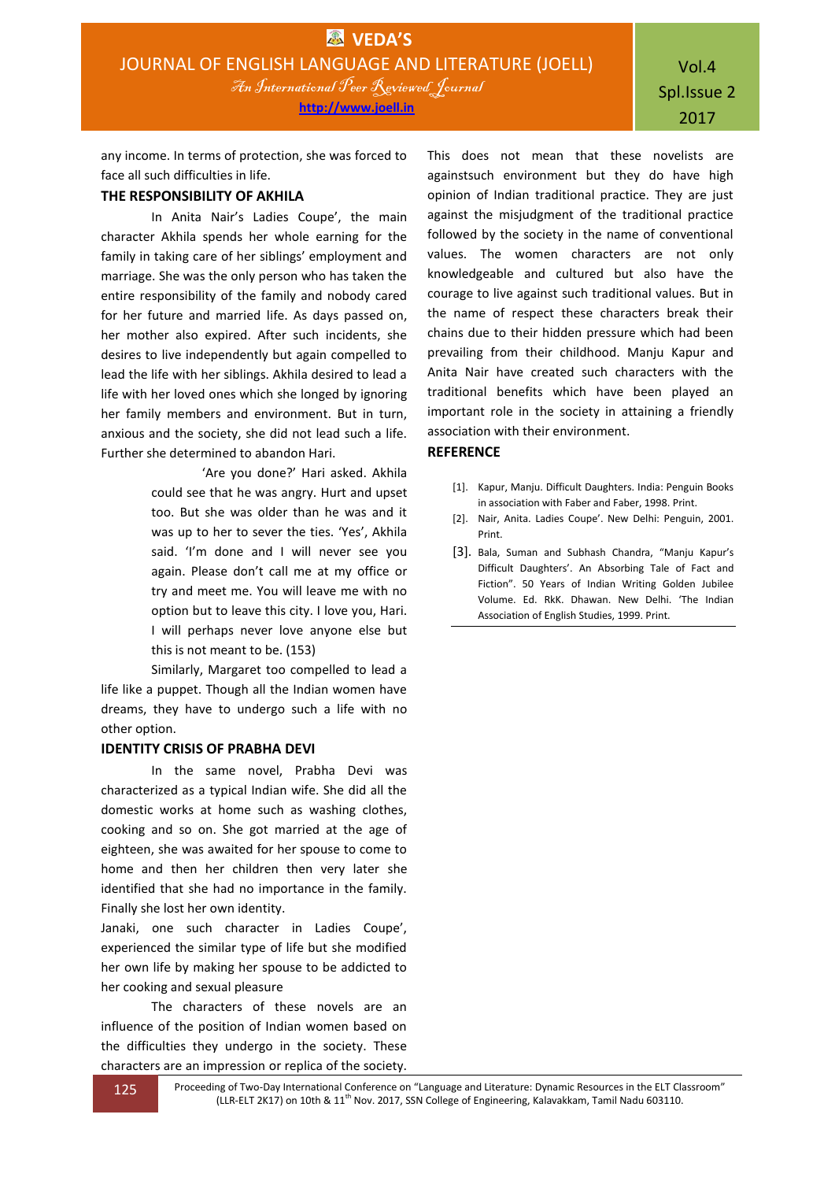any income. In terms of protection, she was forced to face all such difficulties in life.

## THE RESPONSIBILITY OF AKHILA

In Anita Nair's Ladies Coupe', the main character Akhila spends her whole earning for the family in taking care of her siblings' employment and marriage. She was the only person who has taken the entire responsibility of the family and nobody cared for her future and married life. As days passed on, her mother also expired. After such incidents, she desires to live independently but again compelled to lead the life with her siblings. Akhila desired to lead a life with her loved ones which she longed by ignoring her family members and environment. But in turn, anxious and the society, she did not lead such a life. Further she determined to abandon Hari.

> 'Are you done?' Hari asked. Akhila could see that he was angry. Hurt and upset too. But she was older than he was and it was up to her to sever the ties. 'Yes', Akhila said. 'I'm done and I will never see you again. Please don't call me at my office or try and meet me. You will leave me with no option but to leave this city. I love you, Hari. I will perhaps never love anyone else but this is not meant to be. (153)

Similarly, Margaret too compelled to lead a life like a puppet. Though all the Indian women have dreams, they have to undergo such a life with no other option.

## IDENTITY CRISIS OF PRABHA DEVI

In the same novel, Prabha Devi was characterized as a typical Indian wife. She did all the domestic works at home such as washing clothes, cooking and so on. She got married at the age of eighteen, she was awaited for her spouse to come to home and then her children then very later she identified that she had no importance in the family. Finally she lost her own identity.

Janaki, one such character in Ladies Coupe', experienced the similar type of life but she modified her own life by making her spouse to be addicted to her cooking and sexual pleasure

The characters of these novels are an influence of the position of Indian women based on the difficulties they undergo in the society. These characters are an impression or replica of the society. This does not mean that these novelists are againstsuch environment but they do have high opinion of Indian traditional practice. They are just against the misjudgment of the traditional practice followed by the society in the name of conventional values. The women characters are not only knowledgeable and cultured but also have the courage to live against such traditional values. But in the name of respect these characters break their chains due to their hidden pressure which had been prevailing from their childhood. Manju Kapur and Anita Nair have created such characters with the traditional benefits which have been played an important role in the society in attaining a friendly association with their environment.

## REFERENCE

[1]. Kapur, Manju. Difficult Daughters. India: Penguin Books in association with Faber and Faber, 1998. Print.

[2]. Nair, Anita. Ladies Coupe'. New Delhi: Penguin, 2001. Print.

[3]. Bala, Suman and Subhash Chandra, "Manju Kapur's Difficult Daughters'. An Absorbing Tale of Fact and Fiction". 50 Years of Indian Writing Golden Jubilee Volume. Ed. RkK. Dhawan. New Delhi. 'The Indian Association of English Studies, 1999. Print.